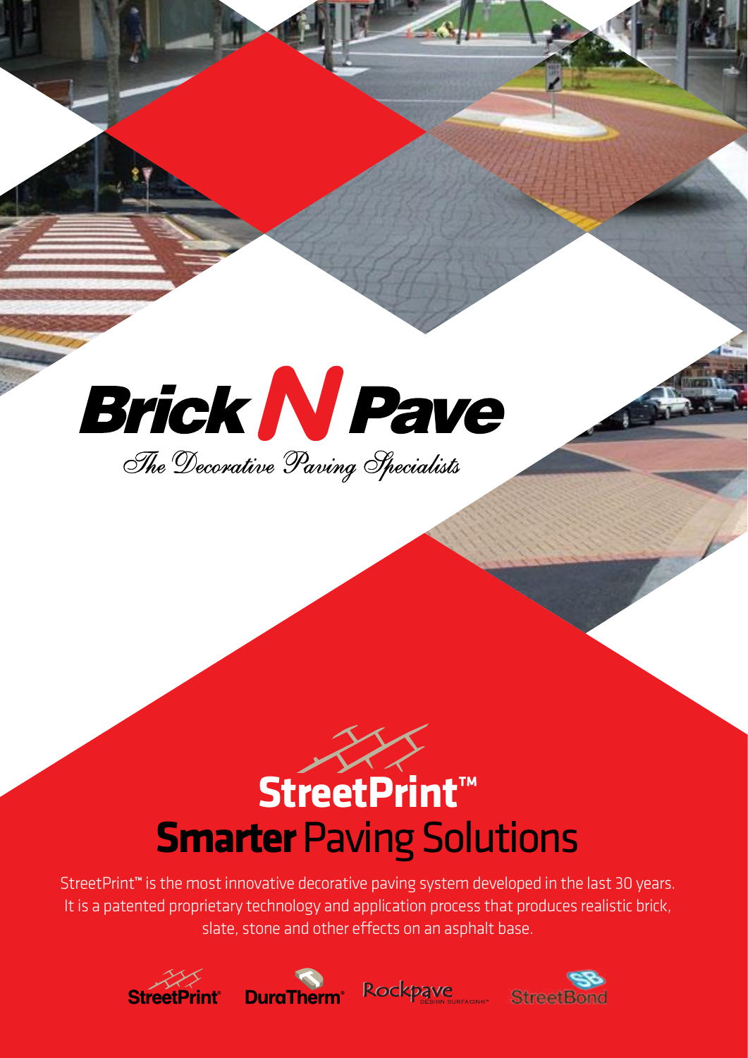# Brick N Pave

*The Decorative Paving Specialists*

## StreetPrint™

## **Smarter** Paving Solutions

StreetPrint™ is the most innovative decorative paving system developed in the last 30 years. It is a patented proprietary technology and application process that produces realistic brick, slate, stone and other effects on an asphalt base.

StreetPrint® DuraTherm® Rockpave DESIGN SURFACING™ StreetBond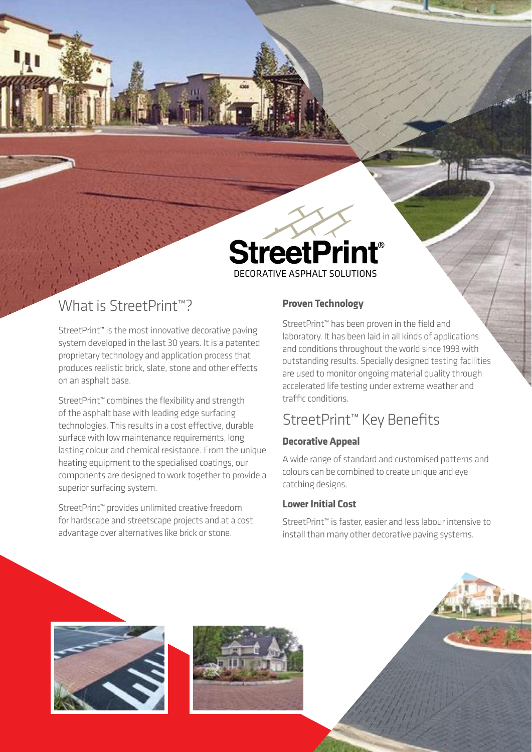StreetPrint®

DECORATIVE ASPHALT SOLUTIONS

## What is StreetPrint™?

StreetPrint™ is the most innovative decorative paving system developed in the last 30 years. It is a patented proprietary technology and application process that produces realistic brick, slate, stone and other effects on an asphalt base.

StreetPrint™ combines the flexibility and strength of the asphalt base with leading edge surfacing technologies. This results in a cost effective, durable surface with low maintenance requirements, long lasting colour and chemical resistance. From the unique heating equipment to the specialised coatings, our components are designed to work together to provide a superior surfacing system.

StreetPrint™ provides unlimited creative freedom for hardscape and streetscape projects and at a cost advantage over alternatives like brick or stone.

### Proven Technology

StreetPrint™ has been proven in the field and laboratory. It has been laid in all kinds of applications and conditions throughout the world since 1993 with outstanding results. Specially designed testing facilities are used to monitor ongoing material quality through accelerated life testing under extreme weather and traffic conditions.

## StreetPrint™ Key Benefits

### Decorative Appeal

A wide range of standard and customised patterns and colours can be combined to create unique and eye-catching designs.

### Lower Initial Cost

StreetPrint™ is faster, easier and less labour intensive to install than many other decorative paving systems.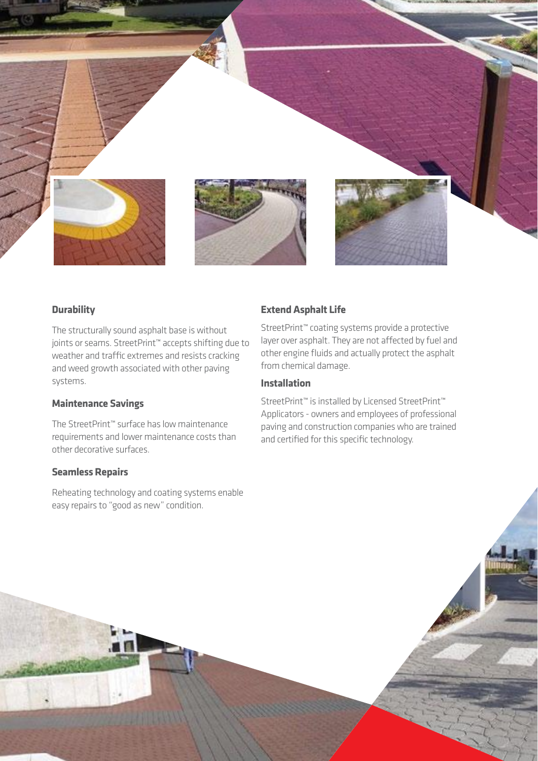### Durability

The structurally sound asphalt base is without joints or seams. StreetPrint™ accepts shifting due to weather and traffic extremes and resists cracking and weed growth associated with other paving systems.

### Maintenance Savings

The StreetPrint™ surface has low maintenance requirements and lower maintenance costs than other decorative surfaces.

### Seamless Repairs

Reheating technology and coating systems enable easy repairs to "good as new" condition.

### Extend Asphalt Life

StreetPrint™ coating systems provide a protective layer over asphalt. They are not affected by fuel and other engine fluids and actually protect the asphalt from chemical damage.

### Installation

StreetPrint™ is installed by Licensed StreetPrint™ Applicators - owners and employees of professional paving and construction companies who are trained and certified for this specific technology.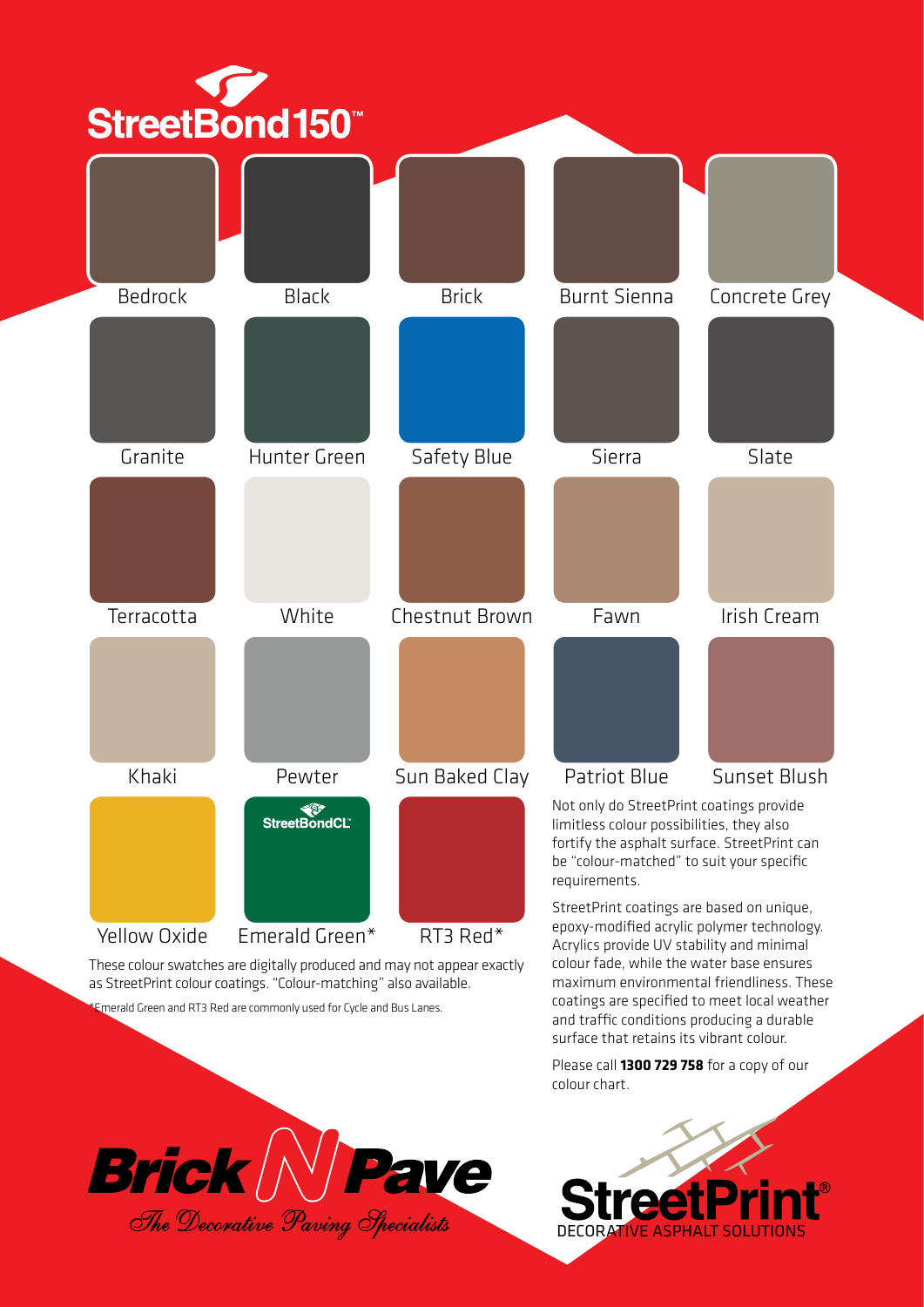# StreetBond150™

- Bedrock
- Black
- Brick
- Burnt Sienna
- Concrete Grey
- Granite
- Hunter Green
- Safety Blue
- Sierra
- Slate
- Terracotta
- White
- Chestnut Brown
- Fawn
- Irish Cream
- Khaki
- Pewter
- Sun Baked Clay
- Patriot Blue
- Sunset Blush
- Yellow Oxide
- Emerald Green* (StreetBondCL™)
- RT3 Red*

These colour swatches are digitally produced and may not appear exactly as StreetPrint colour coatings. "Colour-matching" also available.

*Emerald Green and RT3 Red are commonly used for Cycle and Bus Lanes.

Not only do StreetPrint coatings provide limitless colour possibilities, they also fortify the asphalt surface. StreetPrint can be "colour-matched" to suit your specific requirements.

StreetPrint coatings are based on unique, epoxy-modified acrylic polymer technology. Acrylics provide UV stability and minimal colour fade, while the water base ensures maximum environmental friendliness. These coatings are specified to meet local weather and traffic conditions producing a durable surface that retains its vibrant colour.

Please call **1300 729 758** for a copy of our colour chart.

**Brick N Pave**
*The Decorative Paving Specialists*

**StreetPrint®**
DECORATIVE ASPHALT SOLUTIONS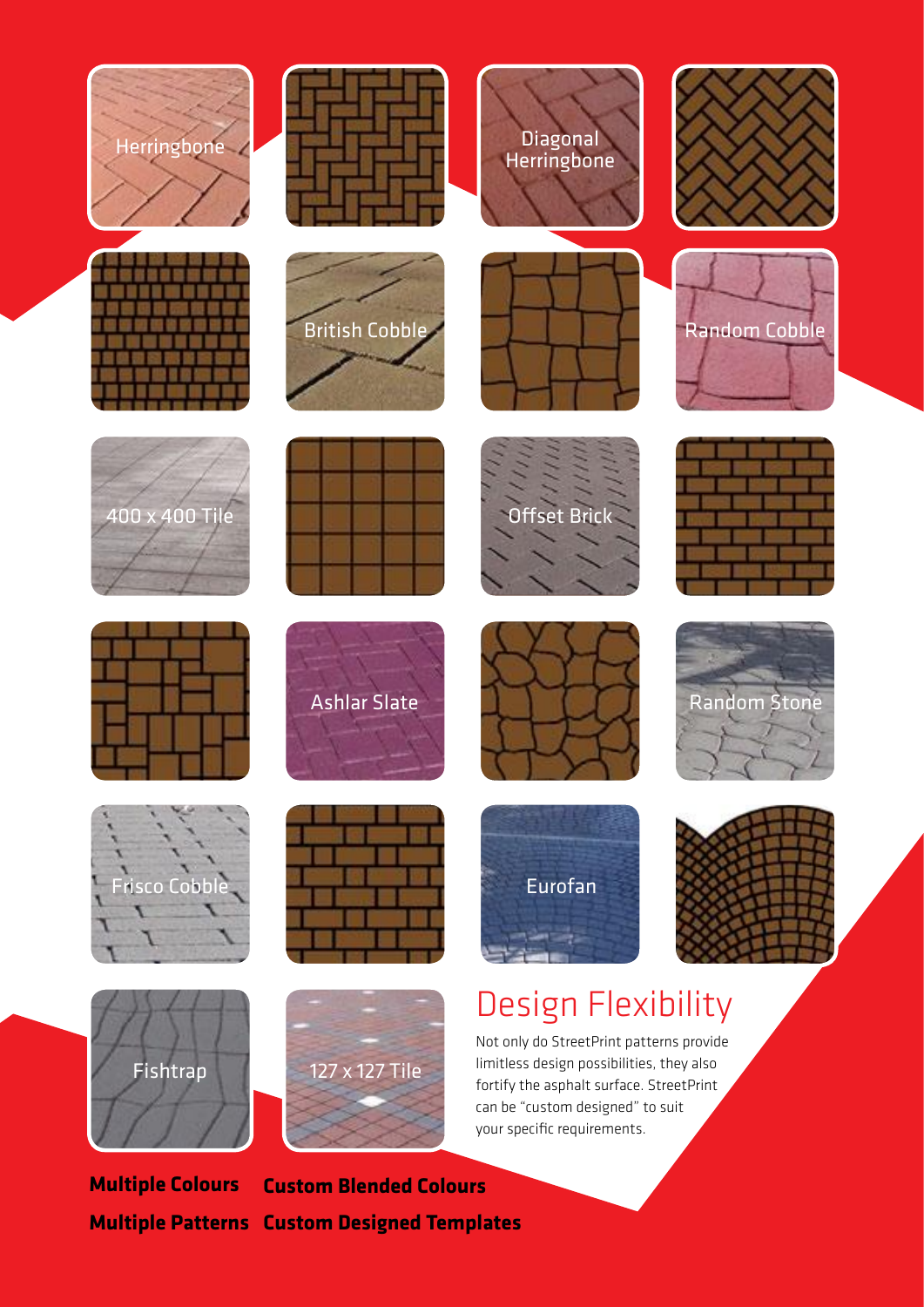Herringbone

Diagonal Herringbone

British Cobble

Random Cobble

400 x 400 Tile

Offset Brick

Ashlar Slate

Random Stone

Frisco Cobble

Eurofan

Fishtrap

127 x 127 Tile

## Design Flexibility

Not only do StreetPrint patterns provide limitless design possibilities, they also fortify the asphalt surface. StreetPrint can be "custom designed" to suit your specific requirements.

**Multiple Colours** **Custom Blended Colours**

**Multiple Patterns** **Custom Designed Templates**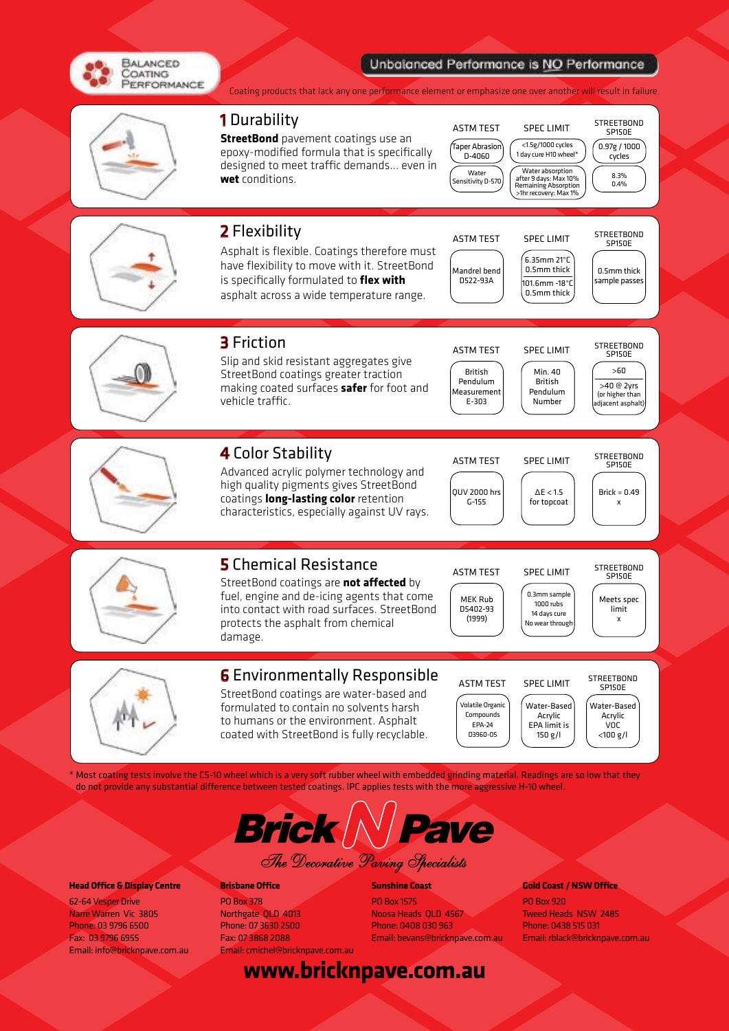Balanced Coating Performance

## Unbalanced Performance is NO Performance

Coating products that lack any one performance element or emphasize one over another will result in failure.

### 1 Durability

**StreetBond** pavement coatings use an epoxy-modified formula that is specifically designed to meet traffic demands... even in **wet** conditions.

| ASTM TEST | SPEC LIMIT | STREETBOND SP150E |
| --- | --- | --- |
| Taper Abrasion D-4060 | <1.5g/1000 cycles 1 day cure H10 wheel* | 0.97g / 1000 cycles |
| Water Sensitivity D-570 | Water absorption after 9 days: Max 10% Remaining Absorption >1hr recovery: Max 1% | 8.3% 0.4% |

### 2 Flexibility

Asphalt is flexible. Coatings therefore must have flexibility to move with it. StreetBond is specifically formulated to **flex with** asphalt across a wide temperature range.

| ASTM TEST | SPEC LIMIT | STREETBOND SP150E |
| --- | --- | --- |
| Mandrel bend D522-93A | 6.35mm 21°C 0.5mm thick; 101.6mm -18°C 0.5mm thick | 0.5mm thick sample passes |

### 3 Friction

Slip and skid resistant aggregates give StreetBond coatings greater traction making coated surfaces **safer** for foot and vehicle traffic.

| ASTM TEST | SPEC LIMIT | STREETBOND SP150E |
| --- | --- | --- |
| British Pendulum Measurement E-303 | Min. 40 British Pendulum Number | >60; >40 @ 2yrs (or higher than adjacent asphalt) |

### 4 Color Stability

Advanced acrylic polymer technology and high quality pigments gives StreetBond coatings **long-lasting color** retention characteristics, especially against UV rays.

| ASTM TEST | SPEC LIMIT | STREETBOND SP150E |
| --- | --- | --- |
| QUV 2000 hrs G-155 | ΔE < 1.5 for topcoat | Brick = 0.49 x |

### 5 Chemical Resistance

StreetBond coatings are **not affected** by fuel, engine and de-icing agents that come into contact with road surfaces. StreetBond protects the asphalt from chemical damage.

| ASTM TEST | SPEC LIMIT | STREETBOND SP150E |
| --- | --- | --- |
| MEK Rub D5402-93 (1999) | 0.3mm sample 1000 rubs 14 days cure No wear through | Meets spec limit x |

### 6 Environmentally Responsible

StreetBond coatings are water-based and formulated to contain no solvents harsh to humans or the environment. Asphalt coated with StreetBond is fully recyclable.

| ASTM TEST | SPEC LIMIT | STREETBOND SP150E |
| --- | --- | --- |
| Volatile Organic Compounds EPA-24 D3960-05 | Water-Based Acrylic EPA limit is 150 g/l | Water-Based Acrylic VOC <100 g/l |

* Most coating tests involve the CS-10 wheel which is a very soft rubber wheel with embedded grinding material. Readings are so low that they do not provide any substantial difference between tested coatings. IPC applies tests with the more aggressive H-10 wheel.

**Brick N Pave**
*The Decorative Paving Specialists*

**Head Office & Display Centre**
62-64 Vesper Drive
Narre Warren Vic 3805
Phone: 03 9796 6500
Fax: 03 9796 6955
Email: info@bricknpave.com.au

**Brisbane Office**
PO Box 378
Northgate QLD 4013
Phone: 07 3630 2500
Fax: 07 3868 2088
Email: cmichel@bricknpave.com.au

**Sunshine Coast**
PO Box 1575
Noosa Heads QLD 4567
Phone: 0408 030 963
Email: bevans@bricknpave.com.au

**Gold Coast / NSW Office**
PO Box 920
Tweed Heads NSW 2485
Phone: 0438 515 031
Email: rblack@bricknpave.com.au

**www.bricknpave.com.au**